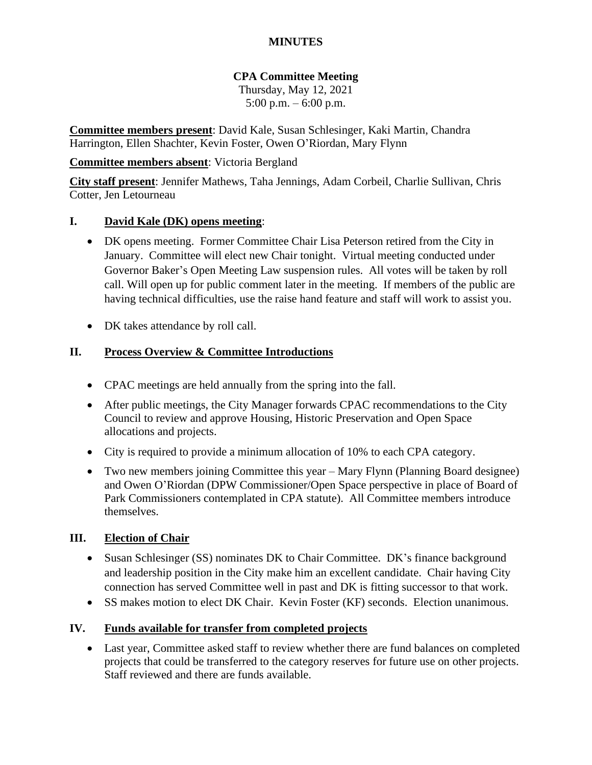# MINUTES

## CPA Committee Meeting

Thursday, May 12, 2021
5:00 p.m. – 6:00 p.m.

**Committee members present**: David Kale, Susan Schlesinger, Kaki Martin, Chandra Harrington, Ellen Shachter, Kevin Foster, Owen O'Riordan, Mary Flynn

**Committee members absent**: Victoria Bergland

**City staff present**: Jennifer Mathews, Taha Jennings, Adam Corbeil, Charlie Sullivan, Chris Cotter, Jen Letourneau

### I. David Kale (DK) opens meeting:

- DK opens meeting. Former Committee Chair Lisa Peterson retired from the City in January. Committee will elect new Chair tonight. Virtual meeting conducted under Governor Baker's Open Meeting Law suspension rules. All votes will be taken by roll call. Will open up for public comment later in the meeting. If members of the public are having technical difficulties, use the raise hand feature and staff will work to assist you.
- DK takes attendance by roll call.

### II. Process Overview & Committee Introductions

- CPAC meetings are held annually from the spring into the fall.
- After public meetings, the City Manager forwards CPAC recommendations to the City Council to review and approve Housing, Historic Preservation and Open Space allocations and projects.
- City is required to provide a minimum allocation of 10% to each CPA category.
- Two new members joining Committee this year – Mary Flynn (Planning Board designee) and Owen O'Riordan (DPW Commissioner/Open Space perspective in place of Board of Park Commissioners contemplated in CPA statute). All Committee members introduce themselves.

### III. Election of Chair

- Susan Schlesinger (SS) nominates DK to Chair Committee. DK's finance background and leadership position in the City make him an excellent candidate. Chair having City connection has served Committee well in past and DK is fitting successor to that work.
- SS makes motion to elect DK Chair. Kevin Foster (KF) seconds. Election unanimous.

### IV. Funds available for transfer from completed projects

- Last year, Committee asked staff to review whether there are fund balances on completed projects that could be transferred to the category reserves for future use on other projects. Staff reviewed and there are funds available.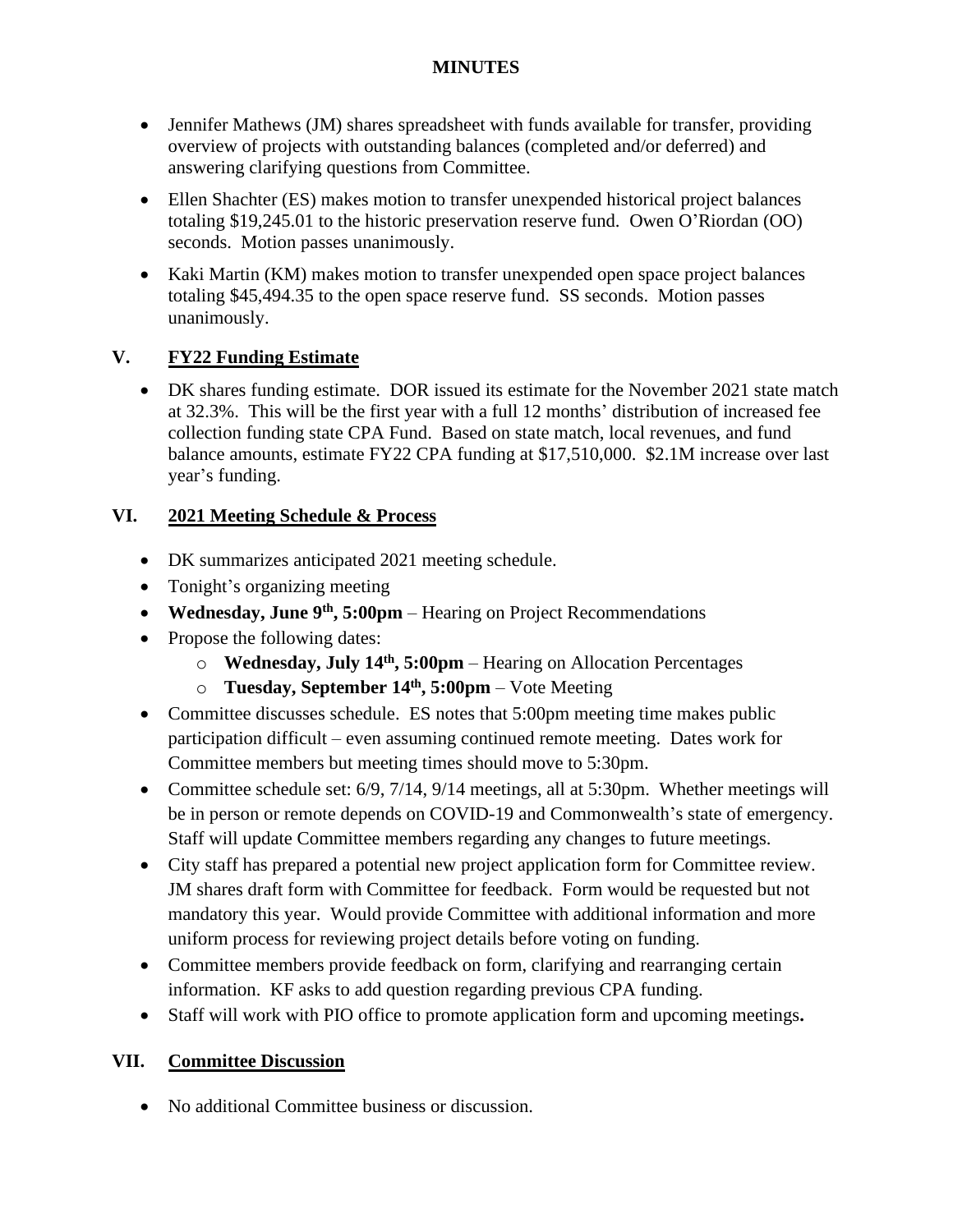**MINUTES**

- Jennifer Mathews (JM) shares spreadsheet with funds available for transfer, providing overview of projects with outstanding balances (completed and/or deferred) and answering clarifying questions from Committee.
- Ellen Shachter (ES) makes motion to transfer unexpended historical project balances totaling $19,245.01 to the historic preservation reserve fund. Owen O'Riordan (OO) seconds. Motion passes unanimously.
- Kaki Martin (KM) makes motion to transfer unexpended open space project balances totaling $45,494.35 to the open space reserve fund. SS seconds. Motion passes unanimously.

## V. FY22 Funding Estimate

- DK shares funding estimate. DOR issued its estimate for the November 2021 state match at 32.3%. This will be the first year with a full 12 months' distribution of increased fee collection funding state CPA Fund. Based on state match, local revenues, and fund balance amounts, estimate FY22 CPA funding at $17,510,000. $2.1M increase over last year's funding.

## VI. 2021 Meeting Schedule & Process

- DK summarizes anticipated 2021 meeting schedule.
- Tonight's organizing meeting
- **Wednesday, June 9th, 5:00pm** – Hearing on Project Recommendations
- Propose the following dates:
  - **Wednesday, July 14th, 5:00pm** – Hearing on Allocation Percentages
  - **Tuesday, September 14th, 5:00pm** – Vote Meeting
- Committee discusses schedule. ES notes that 5:00pm meeting time makes public participation difficult – even assuming continued remote meeting. Dates work for Committee members but meeting times should move to 5:30pm.
- Committee schedule set: 6/9, 7/14, 9/14 meetings, all at 5:30pm. Whether meetings will be in person or remote depends on COVID-19 and Commonwealth's state of emergency. Staff will update Committee members regarding any changes to future meetings.
- City staff has prepared a potential new project application form for Committee review. JM shares draft form with Committee for feedback. Form would be requested but not mandatory this year. Would provide Committee with additional information and more uniform process for reviewing project details before voting on funding.
- Committee members provide feedback on form, clarifying and rearranging certain information. KF asks to add question regarding previous CPA funding.
- Staff will work with PIO office to promote application form and upcoming meetings**.**

## VII. Committee Discussion

- No additional Committee business or discussion.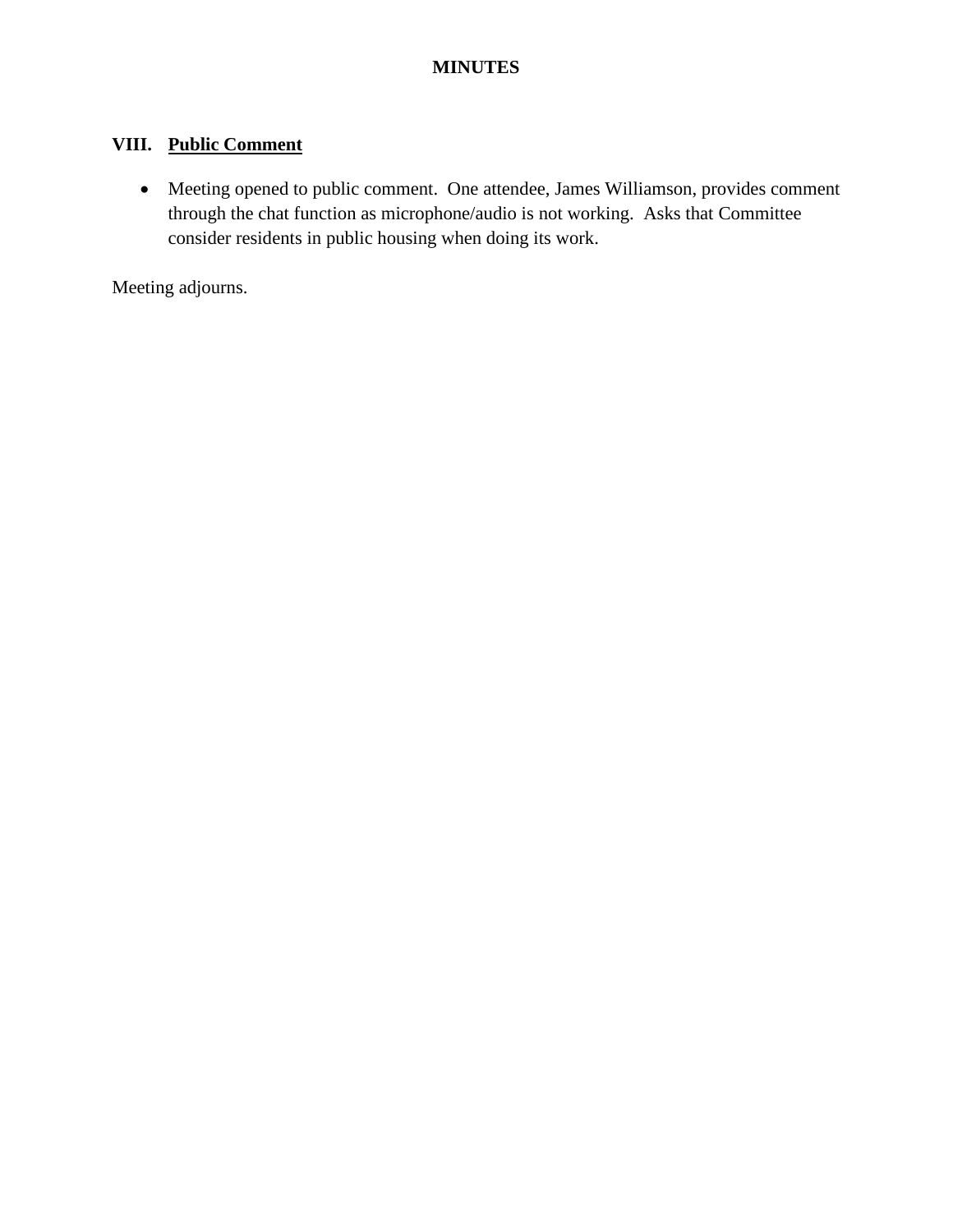**MINUTES**

## VIII. <u>Public Comment</u>

- Meeting opened to public comment. One attendee, James Williamson, provides comment through the chat function as microphone/audio is not working. Asks that Committee consider residents in public housing when doing its work.

Meeting adjourns.